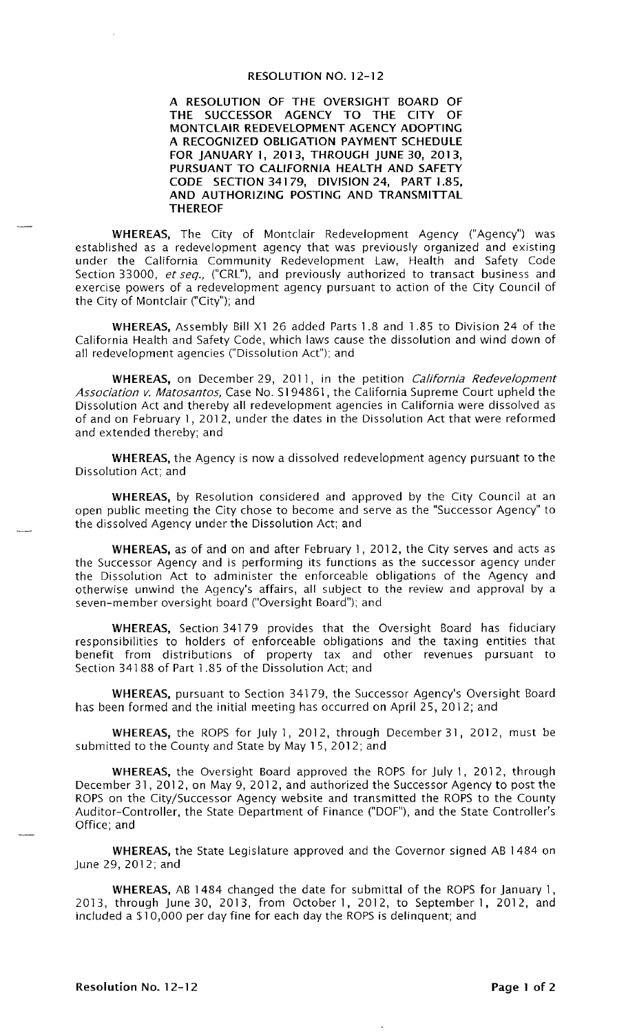# RESOLUTION NO. 12-12

**A RESOLUTION OF THE OVERSIGHT BOARD OF THE SUCCESSOR AGENCY TO THE CITY OF MONTCLAIR REDEVELOPMENT AGENCY ADOPTING A RECOGNIZED OBLIGATION PAYMENT SCHEDULE FOR JANUARY 1, 2013, THROUGH JUNE 30, 2013, PURSUANT TO CALIFORNIA HEALTH AND SAFETY CODE SECTION 34179, DIVISION 24, PART 1.85, AND AUTHORIZING POSTING AND TRANSMITTAL THEREOF**

**WHEREAS,** The City of Montclair Redevelopment Agency ("Agency") was established as a redevelopment agency that was previously organized and existing under the California Community Redevelopment Law, Health and Safety Code Section 33000, *et seq.,* ("CRL"), and previously authorized to transact business and exercise powers of a redevelopment agency pursuant to action of the City Council of the City of Montclair ("City"); and

**WHEREAS,** Assembly Bill X1 26 added Parts 1.8 and 1.85 to Division 24 of the California Health and Safety Code, which laws cause the dissolution and wind down of all redevelopment agencies ("Dissolution Act"); and

**WHEREAS,** on December 29, 2011, in the petition *California Redevelopment Association v. Matosantos,* Case No. S194861, the California Supreme Court upheld the Dissolution Act and thereby all redevelopment agencies in California were dissolved as of and on February 1, 2012, under the dates in the Dissolution Act that were reformed and extended thereby; and

**WHEREAS,** the Agency is now a dissolved redevelopment agency pursuant to the Dissolution Act; and

**WHEREAS,** by Resolution considered and approved by the City Council at an open public meeting the City chose to become and serve as the "Successor Agency" to the dissolved Agency under the Dissolution Act; and

**WHEREAS,** as of and on and after February 1, 2012, the City serves and acts as the Successor Agency and is performing its functions as the successor agency under the Dissolution Act to administer the enforceable obligations of the Agency and otherwise unwind the Agency's affairs, all subject to the review and approval by a seven-member oversight board ("Oversight Board"); and

**WHEREAS,** Section 34179 provides that the Oversight Board has fiduciary responsibilities to holders of enforceable obligations and the taxing entities that benefit from distributions of property tax and other revenues pursuant to Section 34188 of Part 1.85 of the Dissolution Act; and

**WHEREAS,** pursuant to Section 34179, the Successor Agency's Oversight Board has been formed and the initial meeting has occurred on April 25, 2012; and

**WHEREAS,** the ROPS for July 1, 2012, through December 31, 2012, must be submitted to the County and State by May 15, 2012; and

**WHEREAS,** the Oversight Board approved the ROPS for July 1, 2012, through December 31, 2012, on May 9, 2012, and authorized the Successor Agency to post the ROPS on the City/Successor Agency website and transmitted the ROPS to the County Auditor-Controller, the State Department of Finance ("DOF"), and the State Controller's Office; and

**WHEREAS,** the State Legislature approved and the Governor signed AB 1484 on June 29, 2012; and

**WHEREAS,** AB 1484 changed the date for submittal of the ROPS for January 1, 2013, through June 30, 2013, from October 1, 2012, to September 1, 2012, and included a $10,000 per day fine for each day the ROPS is delinquent; and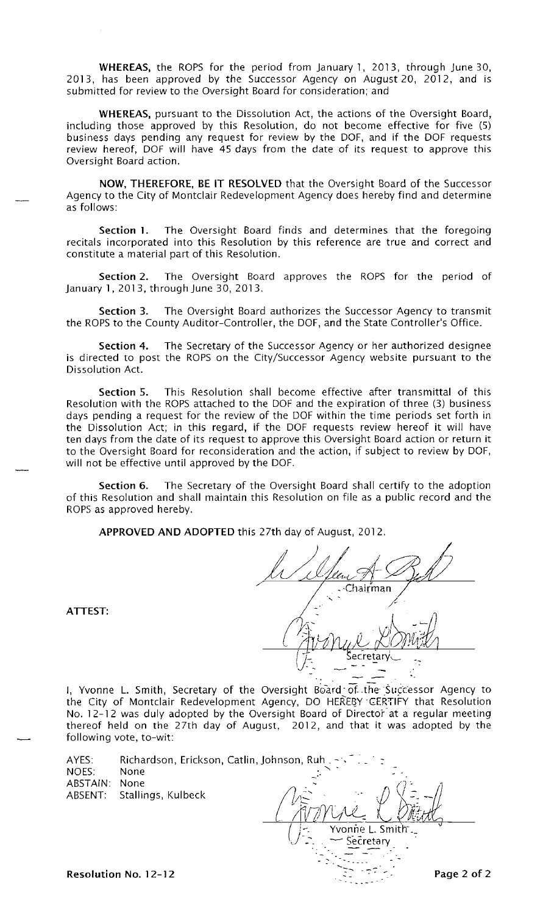**WHEREAS,** the ROPS for the period from January 1, 2013, through June 30, 2013, has been approved by the Successor Agency on August 20, 2012, and is submitted for review to the Oversight Board for consideration; and

**WHEREAS,** pursuant to the Dissolution Act, the actions of the Oversight Board, including those approved by this Resolution, do not become effective for five (5) business days pending any request for review by the DOF, and if the DOF requests review hereof, DOF will have 45 days from the date of its request to approve this Oversight Board action.

**NOW, THEREFORE, BE IT RESOLVED** that the Oversight Board of the Successor Agency to the City of Montclair Redevelopment Agency does hereby find and determine as follows:

**Section 1.** The Oversight Board finds and determines that the foregoing recitals incorporated into this Resolution by this reference are true and correct and constitute a material part of this Resolution.

**Section 2.** The Oversight Board approves the ROPS for the period of January 1, 2013, through June 30, 2013.

**Section 3.** The Oversight Board authorizes the Successor Agency to transmit the ROPS to the County Auditor-Controller, the DOF, and the State Controller's Office.

**Section 4.** The Secretary of the Successor Agency or her authorized designee is directed to post the ROPS on the City/Successor Agency website pursuant to the Dissolution Act.

**Section 5.** This Resolution shall become effective after transmittal of this Resolution with the ROPS attached to the DOF and the expiration of three (3) business days pending a request for the review of the DOF within the time periods set forth in the Dissolution Act; in this regard, if the DOF requests review hereof it will have ten days from the date of its request to approve this Oversight Board action or return it to the Oversight Board for reconsideration and the action, if subject to review by DOF, will not be effective until approved by the DOF.

**Section 6.** The Secretary of the Oversight Board shall certify to the adoption of this Resolution and shall maintain this Resolution on file as a public record and the ROPS as approved hereby.

**APPROVED AND ADOPTED** this 27th day of August, 2012.

Chairman

**ATTEST:**

Secretary

I, Yvonne L. Smith, Secretary of the Oversight Board of the Successor Agency to the City of Montclair Redevelopment Agency, DO HEREBY CERTIFY that Resolution No. 12-12 was duly adopted by the Oversight Board of Director at a regular meeting thereof held on the 27th day of August, 2012, and that it was adopted by the following vote, to-wit:

AYES: Richardson, Erickson, Catlin, Johnson, Ruh
NOES: None
ABSTAIN: None
ABSENT: Stallings, Kulbeck

Yvonne L. Smith
Secretary

**Resolution No. 12-12**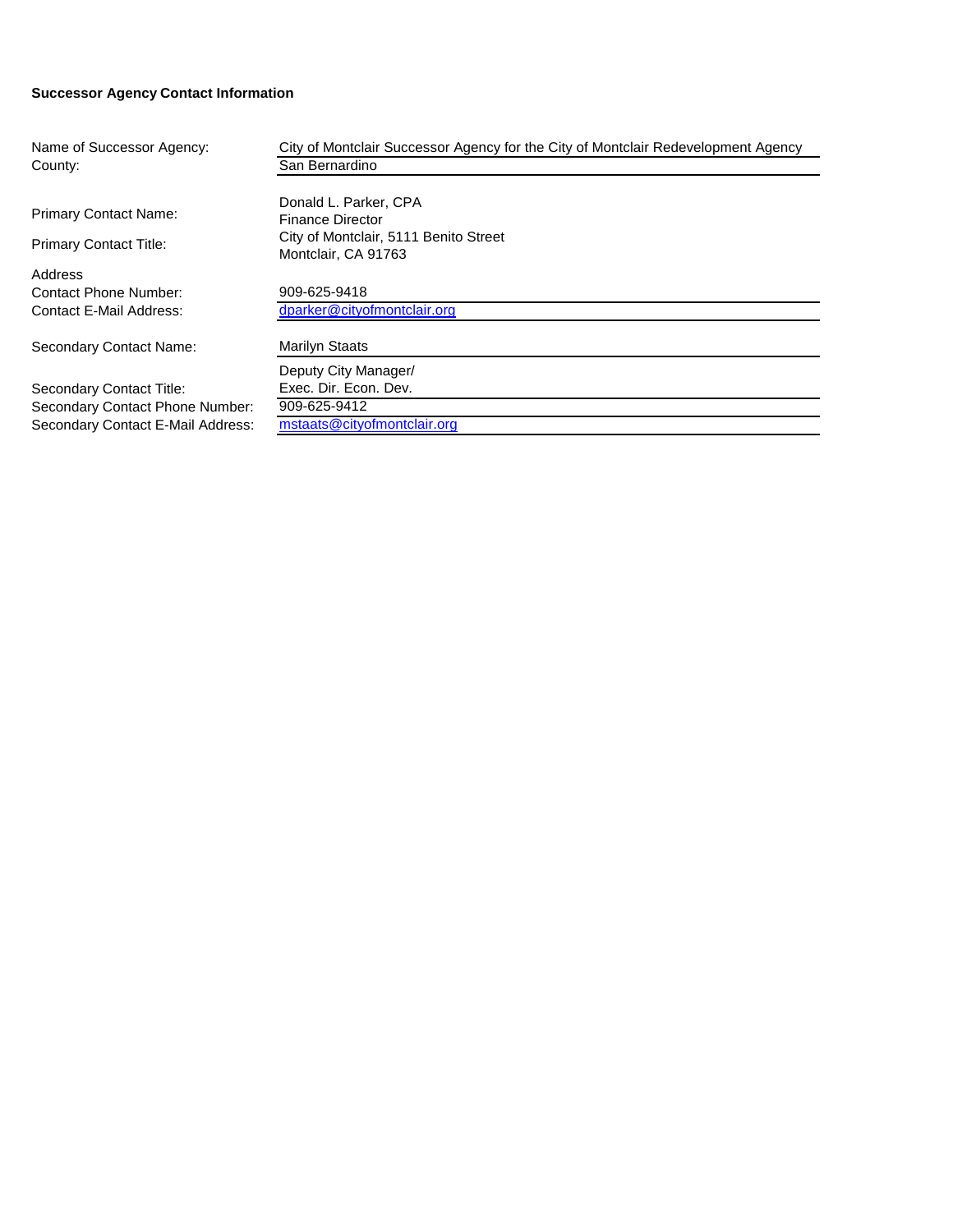**Successor Agency Contact Information**

| | |
|---|---|
| Name of Successor Agency: | City of Montclair Successor Agency for the City of Montclair Redevelopment Agency |
| County: | San Bernardino |
| Primary Contact Name: | Donald L. Parker, CPA |
| Primary Contact Title: | Finance Director |
| Address | City of Montclair, 5111 Benito Street<br>Montclair, CA 91763 |
| Contact Phone Number: | 909-625-9418 |
| Contact E-Mail Address: | dparker@cityofmontclair.org |
| Secondary Contact Name: | Marilyn Staats |
| Secondary Contact Title: | Deputy City Manager/<br>Exec. Dir. Econ. Dev. |
| Secondary Contact Phone Number: | 909-625-9412 |
| Secondary Contact E-Mail Address: | mstaats@cityofmontclair.org |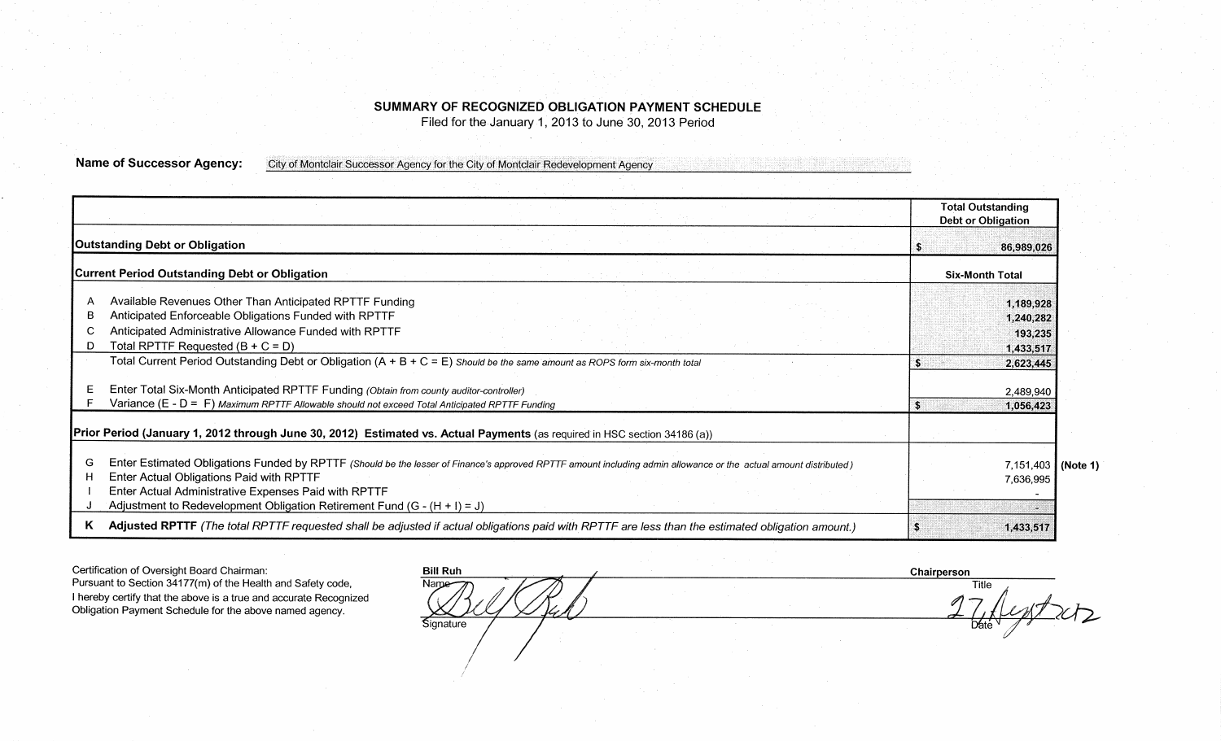# SUMMARY OF RECOGNIZED OBLIGATION PAYMENT SCHEDULE

Filed for the January 1, 2013 to June 30, 2013 Period

**Name of Successor Agency:** City of Montclair Successor Agency for the City of Montclair Redevelopment Agency

| | | Total Outstanding Debt or Obligation | |
|---|---|---|---|
| **Outstanding Debt or Obligation** | | $ 86,989,026 | |
| **Current Period Outstanding Debt or Obligation** | | **Six-Month Total** | |
| A | Available Revenues Other Than Anticipated RPTTF Funding | 1,189,928 | |
| B | Anticipated Enforceable Obligations Funded with RPTTF | 1,240,282 | |
| C | Anticipated Administrative Allowance Funded with RPTTF | 193,235 | |
| D | Total RPTTF Requested (B + C = D) | 1,433,517 | |
| | Total Current Period Outstanding Debt or Obligation (A + B + C = E) *Should be the same amount as ROPS form six-month total* | $ 2,623,445 | |
| E | Enter Total Six-Month Anticipated RPTTF Funding *(Obtain from county auditor-controller)* | 2,489,940 | |
| F | Variance (E - D = F) *Maximum RPTTF Allowable should not exceed Total Anticipated RPTTF Funding* | $ 1,056,423 | |
| **Prior Period (January 1, 2012 through June 30, 2012) Estimated vs. Actual Payments** (as required in HSC section 34186 (a)) | | | |
| G | Enter Estimated Obligations Funded by RPTTF *(Should be the lesser of Finance's approved RPTTF amount including admin allowance or the actual amount distributed)* | 7,151,403 | **(Note 1)** |
| H | Enter Actual Obligations Paid with RPTTF | 7,636,995 | |
| I | Enter Actual Administrative Expenses Paid with RPTTF | - | |
| J | Adjustment to Redevelopment Obligation Retirement Fund (G - (H + I) = J) | - | |
| **K** | **Adjusted RPTTF** *(The total RPTTF requested shall be adjusted if actual obligations paid with RPTTF are less than the estimated obligation amount.)* | $ 1,433,517 | |

Certification of Oversight Board Chairman:
Pursuant to Section 34177(m) of the Health and Safety code, I hereby certify that the above is a true and accurate Recognized Obligation Payment Schedule for the above named agency.

| Bill Ruh | Chairperson |
|---|---|
| Name | Title |
| *[Signature]* | 27 Aug 2012 |
| Signature | Date |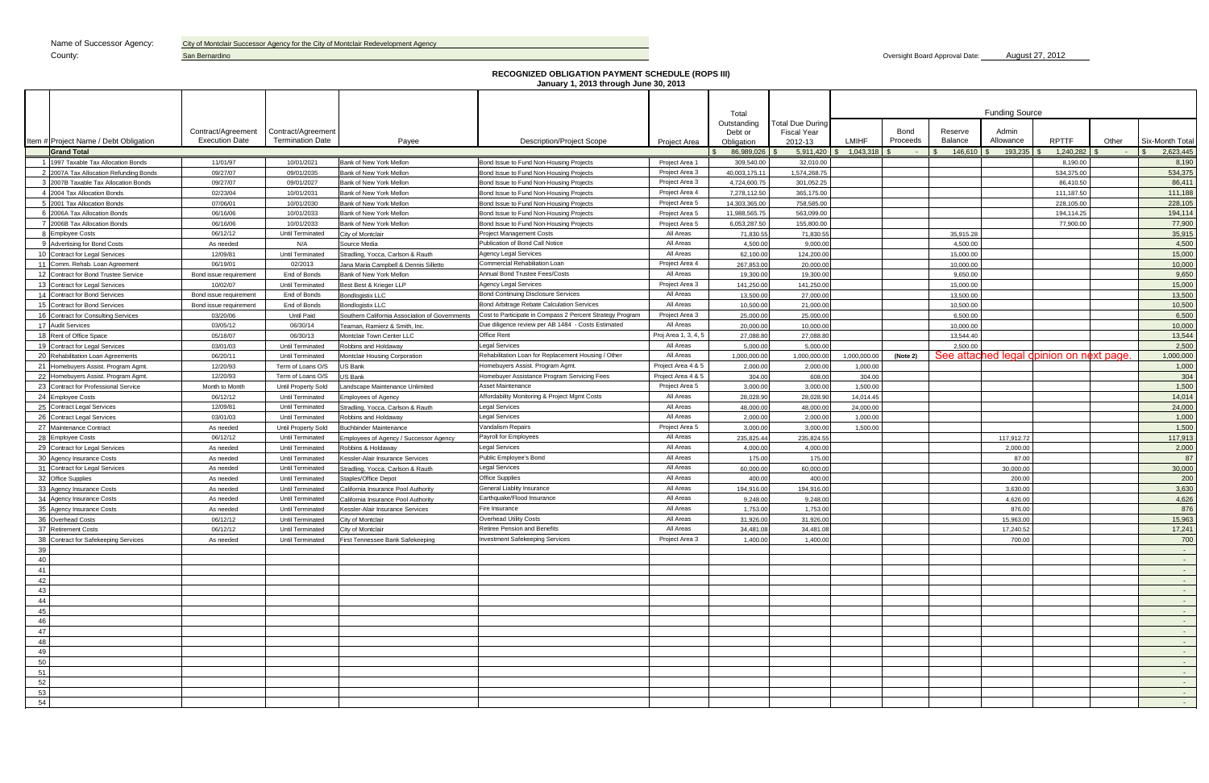Name of Successor Agency: City of Montclair Successor Agency for the City of Montclair Redevelopment Agency

County: San Bernardino

Oversight Board Approval Date: August 27, 2012

## RECOGNIZED OBLIGATION PAYMENT SCHEDULE (ROPS III)

**January 1, 2013 through June 30, 2013**

| Item # | Project Name / Debt Obligation | Contract/Agreement Execution Date | Contract/Agreement Termination Date | Payee | Description/Project Scope | Project Area | Total Outstanding Debt or Obligation | Total Due During Fiscal Year 2012-13 | LMIHF | Bond Proceeds | Reserve Balance | Admin Allowance | RPTTF | Other | Six-Month Total |
|---|---|---|---|---|---|---|---|---|---|---|---|---|---|---|---|
| | **Grand Total** | | | | | | $ 86,989,026 | $ 5,911,420 | $ 1,043,318 | $ - | $ 146,610 | $ 193,235 | $ 1,240,282 | $ - | $ 2,623,445 |
| 1 | 1997 Taxable Tax Allocation Bonds | 11/01/97 | 10/01/2021 | Bank of New York Mellon | Bond Issue to Fund Non-Housing Projects | Project Area 1 | 309,540.00 | 32,010.00 | | | | | 8,190.00 | | 8,190 |
| 2 | 2007A Tax Allocation Refunding Bonds | 09/27/07 | 09/01/2035 | Bank of New York Mellon | Bond Issue to Fund Non-Housing Projects | Project Area 3 | 40,003,175.11 | 1,574,268.75 | | | | | 534,375.00 | | 534,375 |
| 3 | 2007B Taxable Tax Allocation Bonds | 09/27/07 | 09/01/2027 | Bank of New York Mellon | Bond Issue to Fund Non-Housing Projects | Project Area 3 | 4,724,600.75 | 301,052.25 | | | | | 86,410.50 | | 86,411 |
| 4 | 2004 Tax Allocation Bonds | 02/23/04 | 10/01/2031 | Bank of New York Mellon | Bond Issue to Fund Non-Housing Projects | Project Area 4 | 7,278,112.50 | 365,175.00 | | | | | 111,187.50 | | 111,188 |
| 5 | 2001 Tax Allocation Bonds | 07/06/01 | 10/01/2030 | Bank of New York Mellon | Bond Issue to Fund Non-Housing Projects | Project Area 5 | 14,303,365.00 | 758,585.00 | | | | | 228,105.00 | | 228,105 |
| 6 | 2006A Tax Allocation Bonds | 06/16/06 | 10/01/2033 | Bank of New York Mellon | Bond Issue to Fund Non-Housing Projects | Project Area 5 | 11,988,565.75 | 563,099.00 | | | | | 194,114.25 | | 194,114 |
| 7 | 2006B Tax Allocation Bonds | 06/16/06 | 10/01/2033 | Bank of New York Mellon | Bond Issue to Fund Non-Housing Projects | Project Area 5 | 6,053,287.50 | 155,800.00 | | | | | 77,900.00 | | 77,900 |
| 8 | Employee Costs | 06/12/12 | Until Terminated | City of Montclair | Project Management Costs | All Areas | 71,830.55 | 71,830.55 | | | 35,915.28 | | | | 35,915 |
| 9 | Advertising for Bond Costs | As needed | N/A | Source Media | Publication of Bond Call Notice | All Areas | 4,500.00 | 9,000.00 | | | 4,500.00 | | | | 4,500 |
| 10 | Contract for Legal Services | 12/09/81 | Until Terminated | Stradling, Yocca, Carlson & Rauth | Agency Legal Services | All Areas | 62,100.00 | 124,200.00 | | | 15,000.00 | | | | 15,000 |
| 11 | Comm. Rehab. Loan Agreement | 06/19/01 | 02/2013 | Jana Maria Campbell & Dennis Silletto | Commercial Rehabiliation Loan | Project Area 4 | 267,853.00 | 20,000.00 | | | 10,000.00 | | | | 10,000 |
| 12 | Contract for Bond Trustee Service | Bond issue requirement | End of Bonds | Bank of New York Mellon | Annual Bond Trustee Fees/Costs | All Areas | 19,300.00 | 19,300.00 | | | 9,650.00 | | | | 9,650 |
| 13 | Contract for Legal Services | 10/02/07 | Until Terminated | Best Best & Krieger LLP | Agency Legal Services | Project Area 3 | 141,250.00 | 141,250.00 | | | 15,000.00 | | | | 15,000 |
| 14 | Contract for Bond Services | Bond issue requirement | End of Bonds | Bondlogistix LLC | Bond Continuing Disclosure Services | All Areas | 13,500.00 | 27,000.00 | | | 13,500.00 | | | | 13,500 |
| 15 | Contract for Bond Services | Bond issue requirement | End of Bonds | Bondlogistix LLC | Bond Arbitrage Rebate Calculation Services | All Areas | 10,500.00 | 21,000.00 | | | 10,500.00 | | | | 10,500 |
| 16 | Contract for Consulting Services | 03/20/06 | Until Paid | Southern California Association of Governments | Cost to Participate in Compass 2 Percent Strategy Program | Project Area 3 | 25,000.00 | 25,000.00 | | | 6,500.00 | | | | 6,500 |
| 17 | Audit Services | 03/05/12 | 06/30/14 | Teaman, Ramierz & Smith, Inc. | Due diligence review per AB 1484 - Costs Estimated | All Areas | 20,000.00 | 10,000.00 | | | 10,000.00 | | | | 10,000 |
| 18 | Rent of Office Space | 05/18/07 | 06/30/13 | Montclair Town Center LLC | Office Rent | Proj Area 1, 3, 4, 5 | 27,088.80 | 27,088.80 | | | 13,544.40 | | | | 13,544 |
| 19 | Contract for Legal Services | 03/01/03 | Until Terminated | Robbins and Holdaway | Legal Services | All Areas | 5,000.00 | 5,000.00 | | | 2,500.00 | | | | 2,500 |
| 20 | Rehabilitation Loan Agreements | 06/20/11 | Until Terminated | Montclair Housing Corporation | Rehabilitation Loan for Replacement Housing / Other | All Areas | 1,000,000.00 | 1,000,000.00 | 1,000,000.00 | (Note 2) | See attached legal opinion on next page. | | | | 1,000,000 |
| 21 | Homebuyers Assist. Program Agmt. | 12/20/93 | Term of Loans O/S | US Bank | Homebuyers Assist. Program Agmt. | Project Area 4 & 5 | 2,000.00 | 2,000.00 | 1,000.00 | | | | | | 1,000 |
| 22 | Homebuyers Assist. Program Agmt. | 12/20/93 | Term of Loans O/S | US Bank | Homebuyer Assistance Program Servicing Fees | Project Area 4 & 5 | 304.00 | 608.00 | 304.00 | | | | | | 304 |
| 23 | Contract for Professional Service | Month to Month | Until Property Sold | Landscape Maintenance Unlimited | Asset Maintenance | Project Area 5 | 3,000.00 | 3,000.00 | 1,500.00 | | | | | | 1,500 |
| 24 | Employee Costs | 06/12/12 | Until Terminated | Employees of Agency | Affordability Monitoring & Project Mgmt Costs | All Areas | 28,028.90 | 28,028.90 | 14,014.45 | | | | | | 14,014 |
| 25 | Contract Legal Services | 12/09/81 | Until Terminated | Stradling, Yocca, Carlson & Rauth | Legal Services | All Areas | 48,000.00 | 48,000.00 | 24,000.00 | | | | | | 24,000 |
| 26 | Contract Legal Services | 03/01/03 | Until Terminated | Robbins and Holdaway | Legal Services | All Areas | 2,000.00 | 2,000.00 | 1,000.00 | | | | | | 1,000 |
| 27 | Maintenance Contract | As needed | Until Property Sold | Buchbinder Maintenance | Vandalism Repairs | Project Area 5 | 3,000.00 | 3,000.00 | 1,500.00 | | | | | | 1,500 |
| 28 | Employee Costs | 06/12/12 | Until Terminated | Employees of Agency / Successor Agency | Payroll for Employees | All Areas | 235,825.44 | 235,824.55 | | | | 117,912.72 | | | 117,913 |
| 29 | Contract for Legal Services | As needed | Until Terminated | Robbins & Holdaway | Legal Services | All Areas | 4,000.00 | 4,000.00 | | | | 2,000.00 | | | 2,000 |
| 30 | Agency Insurance Costs | As needed | Until Terminated | Kessler-Alair Insurance Services | Public Employee's Bond | All Areas | 175.00 | 175.00 | | | | 87.00 | | | 87 |
| 31 | Contract for Legal Services | As needed | Until Terminated | Stradling, Yocca, Carlson & Rauth | Legal Services | All Areas | 60,000.00 | 60,000.00 | | | | 30,000.00 | | | 30,000 |
| 32 | Office Supplies | As needed | Until Terminated | Staples/Office Depot | Office Supplies | All Areas | 400.00 | 400.00 | | | | 200.00 | | | 200 |
| 33 | Agency Insurance Costs | As needed | Until Terminated | California Insurance Pool Authority | General Liablity Insurance | All Areas | 194,916.00 | 194,916.00 | | | | 3,630.00 | | | 3,630 |
| 34 | Agency Insurance Costs | As needed | Until Terminated | California Insurance Pool Authority | Earthquake/Flood Insurance | All Areas | 9,248.00 | 9,248.00 | | | | 4,626.00 | | | 4,626 |
| 35 | Agency Insurance Costs | As needed | Until Terminated | Kessler-Alair Insurance Services | Fire Insurance | All Areas | 1,753.00 | 1,753.00 | | | | 876.00 | | | 876 |
| 36 | Overhead Costs | 06/12/12 | Until Terminated | City of Montclair | Overhead Utility Costs | All Areas | 31,926.00 | 31,926.00 | | | | 15,963.00 | | | 15,963 |
| 37 | Retirement Costs | 06/12/12 | Until Terminated | City of Montclair | Retiree Pension and Benefits | All Areas | 34,481.08 | 34,481.08 | | | | 17,240.52 | | | 17,241 |
| 38 | Contract for Safekeeping Services | As needed | Until Terminated | First Tennessee Bank Safekeeping | Investment Safekeeping Services | Project Area 3 | 1,400.00 | 1,400.00 | | | | 700.00 | | | 700 |
| 39 | | | | | | | | | | | | | | | - |
| 40 | | | | | | | | | | | | | | | - |
| 41 | | | | | | | | | | | | | | | - |
| 42 | | | | | | | | | | | | | | | - |
| 43 | | | | | | | | | | | | | | | - |
| 44 | | | | | | | | | | | | | | | - |
| 45 | | | | | | | | | | | | | | | - |
| 46 | | | | | | | | | | | | | | | - |
| 47 | | | | | | | | | | | | | | | - |
| 48 | | | | | | | | | | | | | | | - |
| 49 | | | | | | | | | | | | | | | - |
| 50 | | | | | | | | | | | | | | | - |
| 51 | | | | | | | | | | | | | | | - |
| 52 | | | | | | | | | | | | | | | - |
| 53 | | | | | | | | | | | | | | | - |
| 54 | | | | | | | | | | | | | | | - |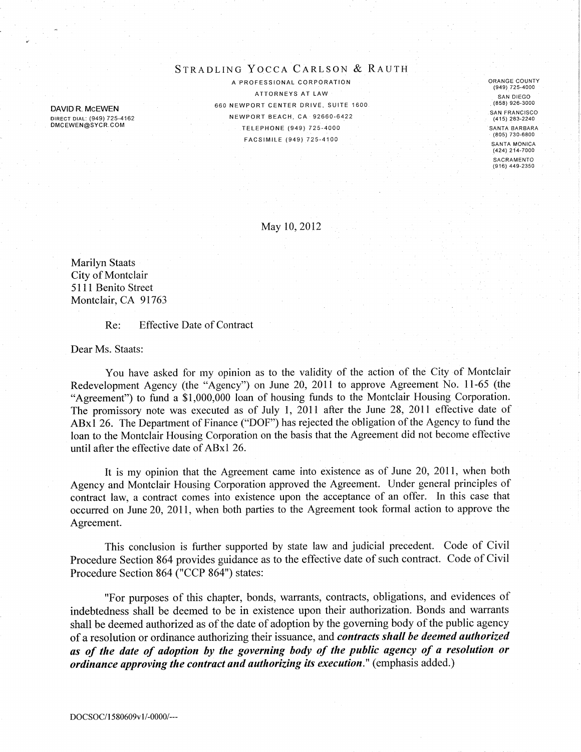STRADLING YOCCA CARLSON & RAUTH

A PROFESSIONAL CORPORATION

ATTORNEYS AT LAW

660 NEWPORT CENTER DRIVE, SUITE 1600

NEWPORT BEACH, CA 92660-6422

TELEPHONE (949) 725-4000

FACSIMILE (949) 725-4100

DAVID R. MCEWEN
DIRECT DIAL: (949) 725-4162
DMCEWEN@SYCR.COM

ORANGE COUNTY
(949) 725-4000

SAN DIEGO
(858) 926-3000

SAN FRANCISCO
(415) 283-2240

SANTA BARBARA
(805) 730-6800

SANTA MONICA
(424) 214-7000

SACRAMENTO
(916) 449-2350

May 10, 2012

Marilyn Staats
City of Montclair
5111 Benito Street
Montclair, CA 91763

Re: Effective Date of Contract

Dear Ms. Staats:

You have asked for my opinion as to the validity of the action of the City of Montclair Redevelopment Agency (the "Agency") on June 20, 2011 to approve Agreement No. 11-65 (the "Agreement") to fund a $1,000,000 loan of housing funds to the Montclair Housing Corporation. The promissory note was executed as of July 1, 2011 after the June 28, 2011 effective date of ABx1 26. The Department of Finance ("DOF") has rejected the obligation of the Agency to fund the loan to the Montclair Housing Corporation on the basis that the Agreement did not become effective until after the effective date of ABx1 26.

It is my opinion that the Agreement came into existence as of June 20, 2011, when both Agency and Montclair Housing Corporation approved the Agreement. Under general principles of contract law, a contract comes into existence upon the acceptance of an offer. In this case that occurred on June 20, 2011, when both parties to the Agreement took formal action to approve the Agreement.

This conclusion is further supported by state law and judicial precedent. Code of Civil Procedure Section 864 provides guidance as to the effective date of such contract. Code of Civil Procedure Section 864 ("CCP 864") states:

"For purposes of this chapter, bonds, warrants, contracts, obligations, and evidences of indebtedness shall be deemed to be in existence upon their authorization. Bonds and warrants shall be deemed authorized as of the date of adoption by the governing body of the public agency of a resolution or ordinance authorizing their issuance, and ***contracts shall be deemed authorized as of the date of adoption by the governing body of the public agency of a resolution or ordinance approving the contract and authorizing its execution***." (emphasis added.)

DOCSOC/1580609v1/-0000/---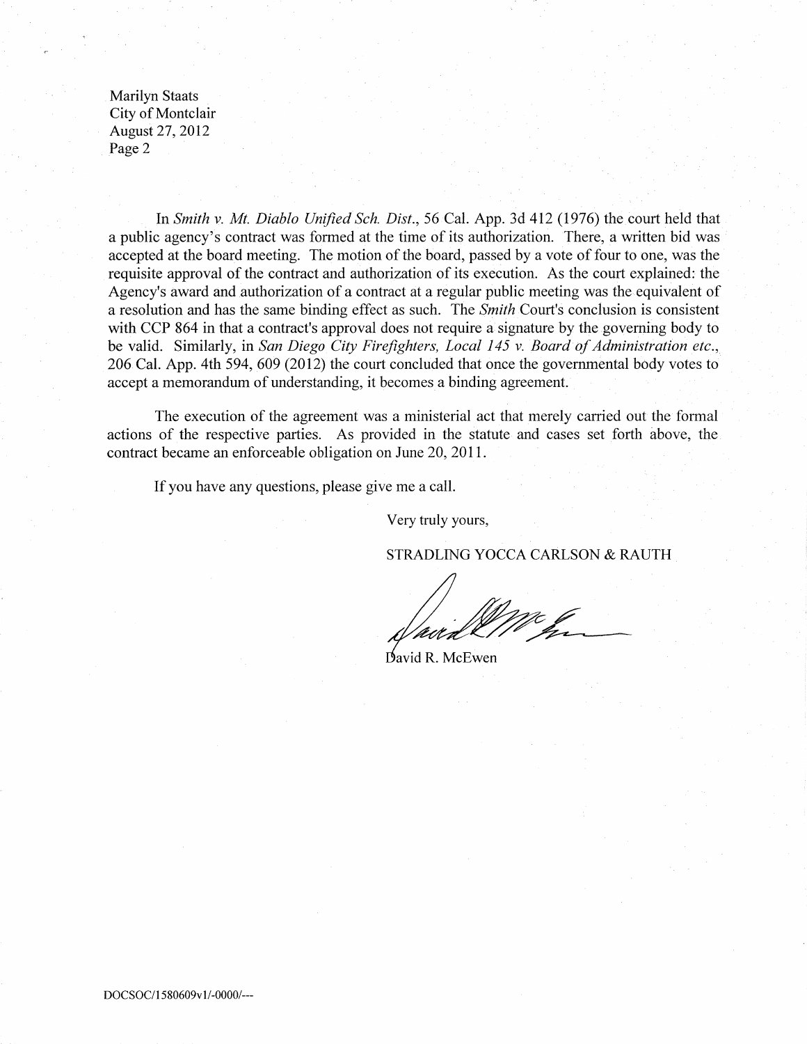Marilyn Staats
City of Montclair
August 27, 2012
Page 2

In *Smith v. Mt. Diablo Unified Sch. Dist.*, 56 Cal. App. 3d 412 (1976) the court held that a public agency's contract was formed at the time of its authorization. There, a written bid was accepted at the board meeting. The motion of the board, passed by a vote of four to one, was the requisite approval of the contract and authorization of its execution. As the court explained: the Agency's award and authorization of a contract at a regular public meeting was the equivalent of a resolution and has the same binding effect as such. The *Smith* Court's conclusion is consistent with CCP 864 in that a contract's approval does not require a signature by the governing body to be valid. Similarly, in *San Diego City Firefighters, Local 145 v. Board of Administration etc.*, 206 Cal. App. 4th 594, 609 (2012) the court concluded that once the governmental body votes to accept a memorandum of understanding, it becomes a binding agreement.

The execution of the agreement was a ministerial act that merely carried out the formal actions of the respective parties. As provided in the statute and cases set forth above, the contract became an enforceable obligation on June 20, 2011.

If you have any questions, please give me a call.

Very truly yours,

STRADLING YOCCA CARLSON & RAUTH

David R. McEwen

DOCSOC/1580609v1/-0000/---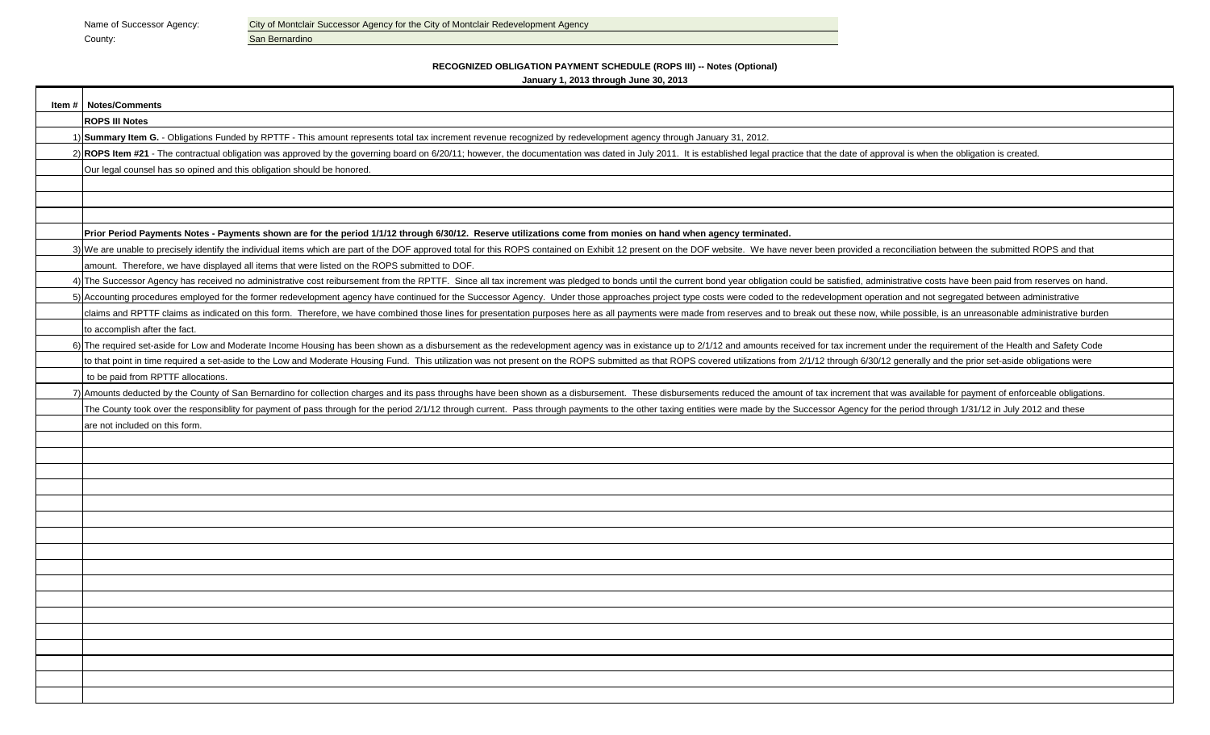Name of Successor Agency: City of Montclair Successor Agency for the City of Montclair Redevelopment Agency

County: San Bernardino

**RECOGNIZED OBLIGATION PAYMENT SCHEDULE (ROPS III) -- Notes (Optional)**

**January 1, 2013 through June 30, 2013**

| Item # | Notes/Comments |
|---|---|
| | **ROPS III Notes** |
| 1) | **Summary Item G.** - Obligations Funded by RPTTF - This amount represents total tax increment revenue recognized by redevelopment agency through January 31, 2012. |
| 2) | **ROPS Item #21** - The contractual obligation was approved by the governing board on 6/20/11; however, the documentation was dated in July 2011. It is established legal practice that the date of approval is when the obligation is created. |
| | Our legal counsel has so opined and this obligation should be honored. |
| | |
| | |
| | |
| | **Prior Period Payments Notes - Payments shown are for the period 1/1/12 through 6/30/12. Reserve utilizations come from monies on hand when agency terminated.** |
| 3) | We are unable to precisely identify the individual items which are part of the DOF approved total for this ROPS contained on Exhibit 12 present on the DOF website. We have never been provided a reconciliation between the submitted ROPS and that |
| | amount. Therefore, we have displayed all items that were listed on the ROPS submitted to DOF. |
| 4) | The Successor Agency has received no administrative cost reimbursement from the RPTTF. Since all tax increment was pledged to bonds until the current bond year obligation could be satisfied, administrative costs have been paid from reserves on hand. |
| 5) | Accounting procedures employed for the former redevelopment agency have continued for the Successor Agency. Under those approaches project type costs were coded to the redevelopment operation and not segregated between administrative |
| | claims and RPTTF claims as indicated on this form. Therefore, we have combined those lines for presentation purposes here as all payments were made from reserves and to break out these now, while possible, is an unreasonable administrative burden |
| | to accomplish after the fact. |
| 6) | The required set-aside for Low and Moderate Income Housing has been shown as a disbursement as the redevelopment agency was in existance up to 2/1/12 and amounts received for tax increment under the requirement of the Health and Safety Code |
| | to that point in time required a set-aside to the Low and Moderate Housing Fund. This utilization was not present on the ROPS submitted as that ROPS covered utilizations from 2/1/12 through 6/30/12 generally and the prior set-aside obligations were |
| | to be paid from RPTTF allocations. |
| 7) | Amounts deducted by the County of San Bernardino for collection charges and its pass throughs have been shown as a disbursement. These disbursements reduced the amount of tax increment that was available for payment of enforceable obligations. |
| | The County took over the responsiblity for payment of pass through for the period 2/1/12 through current. Pass through payments to the other taxing entities were made by the Successor Agency for the period through 1/31/12 in July 2012 and these |
| | are not included on this form. |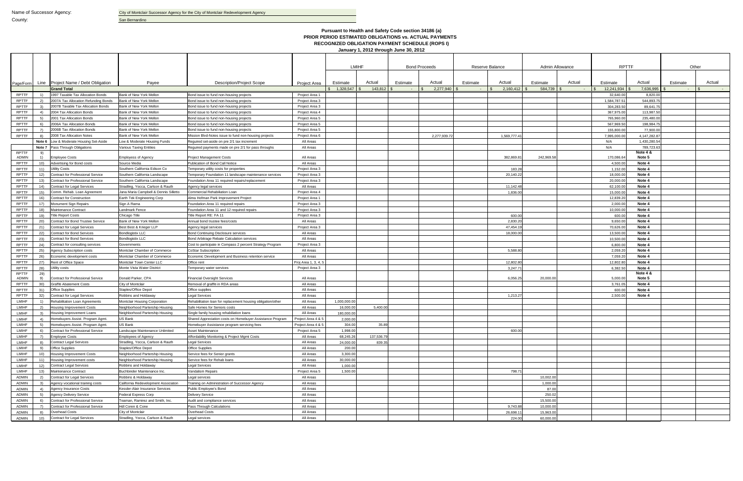Name of Successor Agency: City of Montclair Successor Agency for the City of Montclair Redevelopment Agency

County: San Bernardino

## Pursuant to Health and Safety Code section 34186 (a)
## PRIOR PERIOD ESTIMATED OBLIGATIONS vs. ACTUAL PAYMENTS
## RECOGNIZED OBLIGATION PAYMENT SCHEDULE (ROPS I)
### January 1, 2012 through June 30, 2012

| Page/Form | Line | Project Name / Debt Obligation | Payee | Description/Project Scope | Project Area | LMIHF | | Bond Proceeds | | Reserve Balance | | Admin Allowance | | RPTTF | | Other | |
|---|---|---|---|---|---|---|---|---|---|---|---|---|---|---|---|---|---|
| | | | | | | Estimate | Actual | Estimate | Actual | Estimate | Actual | Estimate | Actual | Estimate | Actual | Estimate | Actual |
| | | **Grand Total** | | | | $ 1,328,547 | $ 143,812 | $ - | $ 2,277,940 | $ - | $ 2,160,412 | $ 584,739 | $ - | $ 12,241,934 | $ 7,636,995 | $ - | $ - |
| RPTTF | 1) | 1997 Taxable Tax Allocation Bonds | Bank of New York Mellon | Bond issue to fund non-housing projects | Project Area 1 | | | | | | | | | 32,640.00 | 8,820.00 | | |
| RPTTF | 2) | 2007A Tax Allocation Refunding Bonds | Bank of New York Mellon | Bond issue to fund non-housing projects | Project Area 3 | | | | | | | | | 1,584,787.51 | 544,893.75 | | |
| RPTTF | 3) | 2007B Taxable Tax Allocation Bonds | Bank of New York Mellon | Bond issue to fund non-housing projects | Project Area 3 | | | | | | | | | 304,283.50 | 89,641.75 | | |
| RPTTF | 4) | 2004 Tax Allocation Bonds | Bank of New York Mellon | Bond issue to fund non-housing projects | Project Area 4 | | | | | | | | | 367,975.00 | 113,987.50 | | |
| RPTTF | 5) | 2001 Tax Allocation Bonds | Bank of New York Mellon | Bond issue to fund non-housing projects | Project Area 5 | | | | | | | | | 765,960.00 | 235,480.00 | | |
| RPTTF | 6) | 2006A Tax Allocation Bonds | Bank of New York Mellon | Bond issue to fund non-housing projects | Project Area 5 | | | | | | | | | 567,969.50 | 198,984.75 | | |
| RPTTF | 7) | 2006B Tax Allocation Bonds | Bank of New York Mellon | Bond issue to fund non-housing projects | Project Area 5 | | | | | | | | | 155,800.00 | 77,900.00 | | |
| RPTTF | 8) | 2008 Tax Allocation Notes | Bank of New York Mellon | Mission Blvd-Notes issue to fund non-housing projects | Project Area 6 | | | | 2,277,939.72 | | 1,569,777.41 | | | 7,995,000.00 | 4,147,282.87 | | |
| | Note 6 | Low & Moderate Housing Set-Aside | Low & Moderate Housing Funds | Required set-aside on pre 2/1 tax increment | All Areas | | | | | | | | | N/A | 1,430,280.54 | | |
| | Note 7 | Pass Through Obligations | Various Taxing Entities | Required payments made on pre 2/1 for pass throughs | All Areas | | | | | | | | | N/A | 789,723.63 | | |
| RPTTF ADMIN | 9) 1) | Employee Costs | Employees of Agency | Project Management Costs | All Areas | | | | | | 382,869.81 | 242,969.58 | | 170,086.64 | Note 4 & Note 5 | | |
| RPTTF | 10) | Advertising for Bond costs | Source Media | Publication of Bond Call Notice | All Areas | | | | | | | | | 4,500.00 | Note 4 | | |
| RPTTF | 11) | Utility Costs | Southern California Edison Co | Temporary utility costs for properties | Project Area 3 | | | | | | 183.28 | | | 1,152.00 | Note 4 | | |
| RPTTF | 12) | Contract for Professional Service | Southern California Landscape | Temporary Foundation 11 landscape maintenance services | Project Area 3 | | | | | | 20,140.22 | | | 18,000.00 | Note 4 | | |
| RPTTF | 13) | Contract for Professional Service | Southern California Landscape | Foundation Area 11 required repairs/replacement | Project Area 3 | | | | | | | | | 20,000.00 | Note 4 | | |
| RPTTF | 14) | Contract for Legal Services | Stradling, Yocca, Carlson & Rauth | Agency legal services | All Areas | | | | | | 11,142.48 | | | 62,100.00 | Note 4 | | |
| RPTTF | 15) | Comm. Rehab. Loan Agreement | Jana Maria Campbell & Dennis Silletto | Commercial Rehabiliation Loan | Project Area 4 | | | | | | 1,836.00 | | | 15,000.00 | Note 4 | | |
| RPTTF | 16) | Contract for Construction | Earth Tek Engineering Corp | Alma Hofman Park Improvement Project | Project Area 1 | | | | | | | | | 12,839.20 | Note 4 | | |
| RPTTF | 17) | Monument Sign Repairs | Sign A Rama | Foundation Area 11 required repairs | Project Area 3 | | | | | | | | | 2,000.00 | Note 4 | | |
| RPTTF | 18) | Maintenance Contract | Landmark Fence | Foundation Area 11 and 12 required repairs | Project Area 3 | | | | | | | | | 10,000.00 | Note 4 | | |
| RPTTF | 19) | Title Report Costs | Chicago Title | Title Report RE: FA 11 | Project Area 3 | | | | | | 600.00 | | | 600.00 | Note 4 | | |
| RPTTF | 20) | Contract for Bond Trustee Service | Bank of New York Mellon | Annual bond trustee fees/costs | All Areas | | | | | | 2,830.20 | | | 9,650.00 | Note 4 | | |
| RPTTF | 21) | Contract for Legal Services | Best Best & Krieger LLP | Agency legal services | Project Area 3 | | | | | | 47,454.19 | | | 70,626.00 | Note 4 | | |
| RPTTF | 22) | Contract for Bond Services | Bondlogistix LLC | Bond Continuing Disclosure services | All Areas | | | | | | 18,000.00 | | | 13,500.00 | Note 4 | | |
| RPTTF | 23) | Contract for Bond Services | Bondlogistix LLC | Bond Arbitrage Rebate Calculation services | All Areas | | | | | | | | | 10,500.00 | Note 4 | | |
| RPTTF | 24) | Contract for consulting services | Governments | Cost to participate in Compass 2 percent Strategy Program | Project Area 3 | | | | | | | | | 6,800.00 | Note 4 | | |
| RPTTF | 25) | Agency Subscription costs | Montclair Chamber of Commerce | CoStar Subscription | All Areas | | | | | | 5,588.80 | | | 2,059.20 | Note 4 | | |
| RPTTF | 26) | Economic development costs | Montclair Chamber of Commerce | Economic Development and Business retention service | All Areas | | | | | | | | | 7,059.20 | Note 4 | | |
| RPTTF | 27) | Rent of Office Space | Montclair Town Center LLC | Office rent | Proj Area 1, 3, 4, 5 | | | | | | 12,802.80 | | | 12,802.80 | Note 4 | | |
| RPTTF | 28) | Utility costs | Monte Vista Water District | Temporary water services | Project Area 3 | | | | | | 3,247.71 | | | 6,382.50 | Note 4 | | |
| RPTTF ADMIN | 29) 9) | Contract for Professional Service | Donald Parker, CPA | Financial Oversight Services | All Areas | | | | | | 6,056.25 | 20,000.00 | | 5,000.00 | Note 4 & Note 5 | | |
| RPTTF | 30) | Graffiti Abatement Costs | City of Montclair | Removal of graffiti in RDA areas | All Areas | | | | | | | | | 3,761.05 | Note 4 | | |
| RPTTF | 31) | Office Supplies | Staples/Office Depot | Office supplies | All Areas | | | | | | | | | 600.00 | Note 4 | | |
| RPTTF | 32) | Contract for Legal Services | Robbins and Holdaway | Legal Services | All Areas | | | | | | 1,213.27 | | | 2,500.00 | Note 4 | | |
| LMIHF | 1) | Rehabilitation Loan Agreements | Montclair Housing Corporation | Rehabilitation loan for replacement housing obligation/other | All Areas | 1,000,000.00 | | | | | | | | | | | |
| LMIHF | 2) | Housing Improvement Costs | Neighborhood Partership Housing | Safe Homes for Seniors costs | All Areas | 16,000.00 | 5,400.00 | | | | | | | | | | |
| LMIHF | 3) | Housing Improvement Loans | Neighborhood Partership Housing | Single family housing rehabiliation loans | All Areas | 180,000.00 | | | | | | | | | | | |
| LMIHF | 4) | Homebuyers Assist. Program Agmt. | US Bank | Shared Appreciation costs on Homebuyer Assistance Program | Project Area 4 & 5 | 2,000.00 | | | | | | | | | | | |
| LMIHF | 5) | Homebuyers Assist. Program Agmt. | US Bank | Homebuyer Assistance program servicing fees | Project Area 4 & 5 | 304.00 | 35.89 | | | | | | | | | | |
| LMIHF | 6) | Contract for Professional Service | Landscape Maintenance Unlimited | Asset Maintenance | Project Area 5 | 1,998.00 | | | | | 600.00 | | | | | | |
| LMIHF | 7) | Employee Costs | Employees of Agency | Affordability Monitoring & Project Mgmt Costs | All Areas | 68,245.26 | 137,536.79 | | | | | | | | | | |
| LMIHF | 8) | Contract Legal Services | Stradling, Yocca, Carlson & Rauth | Legal Services | All Areas | 24,000.00 | 839.35 | | | | | | | | | | |
| LMIHF | 9) | Office Supplies | Staples/Office Depot | Office Supplies | All Areas | 200.00 | | | | | | | | | | | |
| LMIHF | 10) | Housing Improvement Costs | Neighborhood Partership Housing | Service fees for Senior grants | All Areas | 3,300.00 | | | | | | | | | | | |
| LMIHF | 11) | Housing Improvement costs | Neighborhood Partership Housing | Service fees for Rehab loans | All Areas | 30,000.00 | | | | | | | | | | | |
| LMIHF | 12) | Contract Legal Services | Robbins and Holdaway | Legal Services | All Areas | 1,000.00 | | | | | | | | | | | |
| LMIHF | 13) | Maintenance Contract | Buchbinder Maintenance Inc. | Vandalism Repairs | Project Area 5 | 1,500.00 | | | | | 798.71 | | | | | | |
| ADMIN | 2) | Contract for Legal Services | Robbins & Holdaway | Legal services | All Areas | | | | | | | 10,002.00 | | | | | |
| ADMIN | 3) | Agency vocational training costs | California Redevelopment Associaton | Training on Administration of Successor Agency | All Areas | | | | | | | 1,000.00 | | | | | |
| ADMIN | 4) | Agency Insurance Costs | Kessler-Alair Insurance Services | Public Employee's Bond | All Areas | | | | | | | 87.00 | | | | | |
| ADMIN | 5) | Agency Delivery Service | Federal Express Corp | Delivery Service | All Areas | | | | | | | 250.02 | | | | | |
| ADMIN | 6) | Contract for Professional Service | Teaman, Ramirez and Smith, Inc. | Audit and compliance services | All Areas | | | | | | | 15,500.00 | | | | | |
| ADMIN | 7) | Contract for Professional Service | Hdl Coren & Cone | Pass Through Calculations | All Areas | | | | | | 9,743.88 | 10,000.00 | | | | | |
| ADMIN | 8) | Overhead Costs | City of Montclair | Overhead Costs | All Areas | | | | | | 26,698.11 | 15,963.00 | | | | | |
| ADMIN | 10) | Contract for Legal Services | Stradling, Yocca, Carlson & Rauth | Legal services | All Areas | | | | | | 224.00 | 60,000.00 | | | | | |